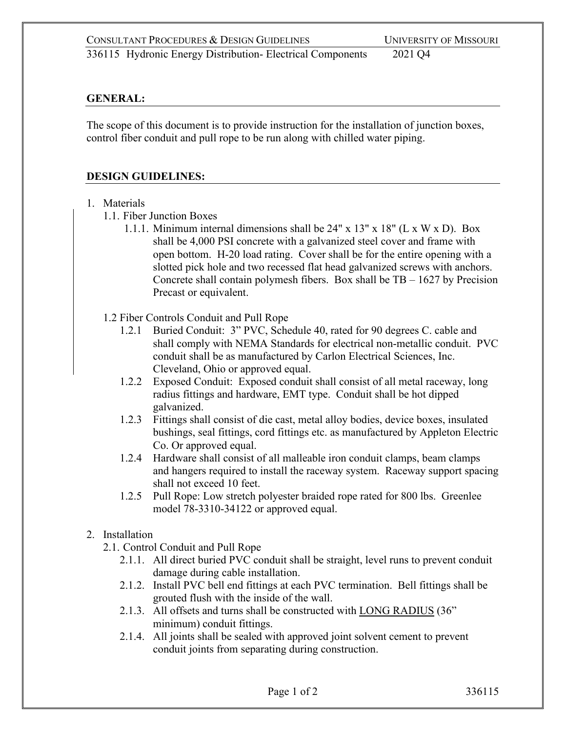## GENERAL:

The scope of this document is to provide instruction for the installation of junction boxes, control fiber conduit and pull rope to be run along with chilled water piping.

## DESIGN GUIDELINES:

1. Materials
   - 1.1. Fiber Junction Boxes
     - 1.1.1. Minimum internal dimensions shall be 24" x 13" x 18" (L x W x D). Box shall be 4,000 PSI concrete with a galvanized steel cover and frame with open bottom. H-20 load rating. Cover shall be for the entire opening with a slotted pick hole and two recessed flat head galvanized screws with anchors. Concrete shall contain polymesh fibers. Box shall be TB – 1627 by Precision Precast or equivalent.
   - 1.2 Fiber Controls Conduit and Pull Rope
     - 1.2.1 Buried Conduit: 3" PVC, Schedule 40, rated for 90 degrees C. cable and shall comply with NEMA Standards for electrical non-metallic conduit. PVC conduit shall be as manufactured by Carlon Electrical Sciences, Inc. Cleveland, Ohio or approved equal.
     - 1.2.2 Exposed Conduit: Exposed conduit shall consist of all metal raceway, long radius fittings and hardware, EMT type. Conduit shall be hot dipped galvanized.
     - 1.2.3 Fittings shall consist of die cast, metal alloy bodies, device boxes, insulated bushings, seal fittings, cord fittings etc. as manufactured by Appleton Electric Co. Or approved equal.
     - 1.2.4 Hardware shall consist of all malleable iron conduit clamps, beam clamps and hangers required to install the raceway system. Raceway support spacing shall not exceed 10 feet.
     - 1.2.5 Pull Rope: Low stretch polyester braided rope rated for 800 lbs. Greenlee model 78-3310-34122 or approved equal.
2. Installation
   - 2.1. Control Conduit and Pull Rope
     - 2.1.1. All direct buried PVC conduit shall be straight, level runs to prevent conduit damage during cable installation.
     - 2.1.2. Install PVC bell end fittings at each PVC termination. Bell fittings shall be grouted flush with the inside of the wall.
     - 2.1.3. All offsets and turns shall be constructed with <u>LONG RADIUS</u> (36" minimum) conduit fittings.
     - 2.1.4. All joints shall be sealed with approved joint solvent cement to prevent conduit joints from separating during construction.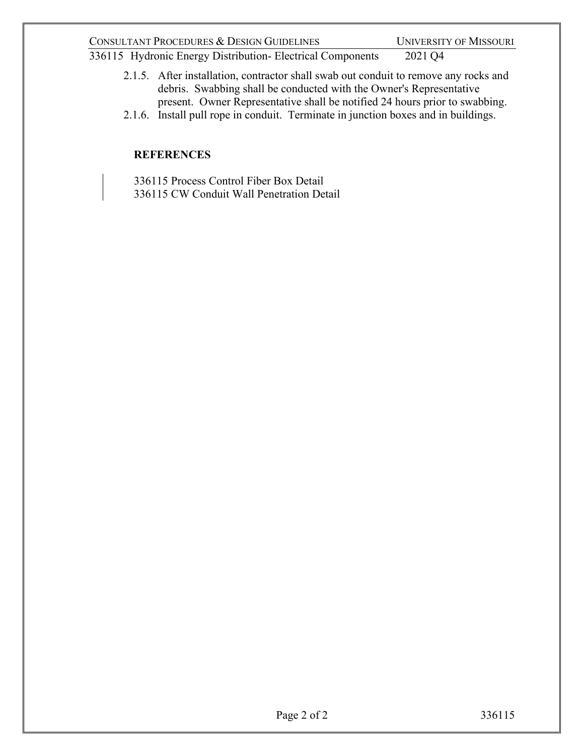2.1.5. After installation, contractor shall swab out conduit to remove any rocks and debris. Swabbing shall be conducted with the Owner's Representative present. Owner Representative shall be notified 24 hours prior to swabbing.

2.1.6. Install pull rope in conduit. Terminate in junction boxes and in buildings.

**REFERENCES**

336115 Process Control Fiber Box Detail
336115 CW Conduit Wall Penetration Detail